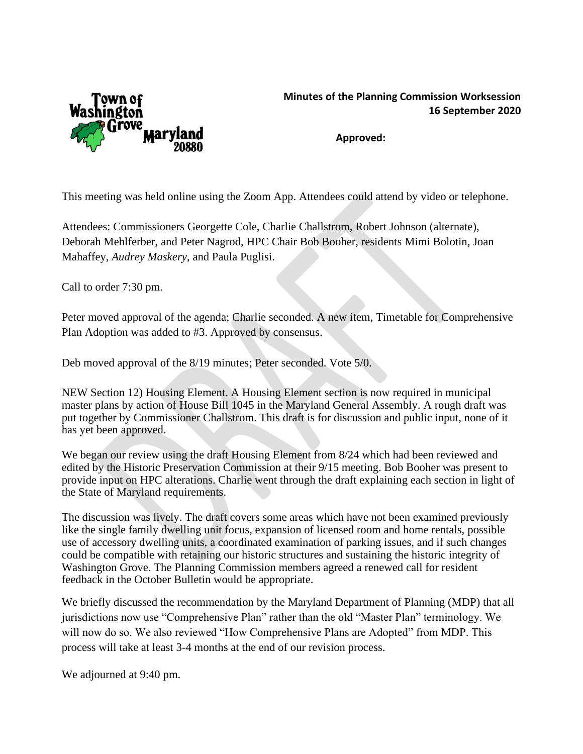**Minutes of the Planning Commission Worksession**
**16 September 2020**

**Approved:**

This meeting was held online using the Zoom App. Attendees could attend by video or telephone.

Attendees: Commissioners Georgette Cole, Charlie Challstrom, Robert Johnson (alternate), Deborah Mehlferber, and Peter Nagrod, HPC Chair Bob Booher, residents Mimi Bolotin, Joan Mahaffey, *Audrey Maskery*, and Paula Puglisi.

Call to order 7:30 pm.

Peter moved approval of the agenda; Charlie seconded. A new item, Timetable for Comprehensive Plan Adoption was added to #3. Approved by consensus.

Deb moved approval of the 8/19 minutes; Peter seconded. Vote 5/0.

NEW Section 12) Housing Element. A Housing Element section is now required in municipal master plans by action of House Bill 1045 in the Maryland General Assembly. A rough draft was put together by Commissioner Challstrom. This draft is for discussion and public input, none of it has yet been approved.

We began our review using the draft Housing Element from 8/24 which had been reviewed and edited by the Historic Preservation Commission at their 9/15 meeting. Bob Booher was present to provide input on HPC alterations. Charlie went through the draft explaining each section in light of the State of Maryland requirements.

The discussion was lively. The draft covers some areas which have not been examined previously like the single family dwelling unit focus, expansion of licensed room and home rentals, possible use of accessory dwelling units, a coordinated examination of parking issues, and if such changes could be compatible with retaining our historic structures and sustaining the historic integrity of Washington Grove. The Planning Commission members agreed a renewed call for resident feedback in the October Bulletin would be appropriate.

We briefly discussed the recommendation by the Maryland Department of Planning (MDP) that all jurisdictions now use "Comprehensive Plan" rather than the old "Master Plan" terminology. We will now do so. We also reviewed "How Comprehensive Plans are Adopted" from MDP. This process will take at least 3-4 months at the end of our revision process.

We adjourned at 9:40 pm.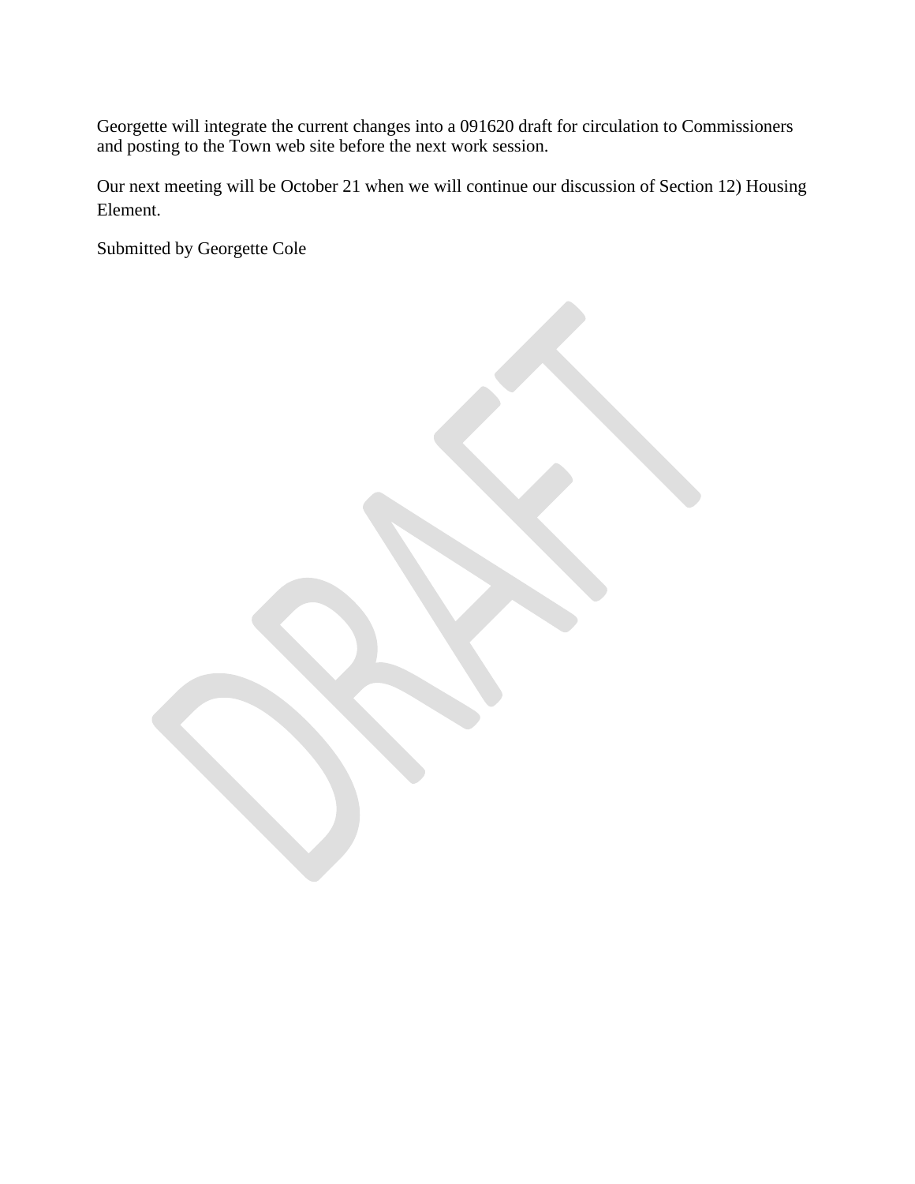Georgette will integrate the current changes into a 091620 draft for circulation to Commissioners and posting to the Town web site before the next work session.

Our next meeting will be October 21 when we will continue our discussion of Section 12) Housing Element.

Submitted by Georgette Cole